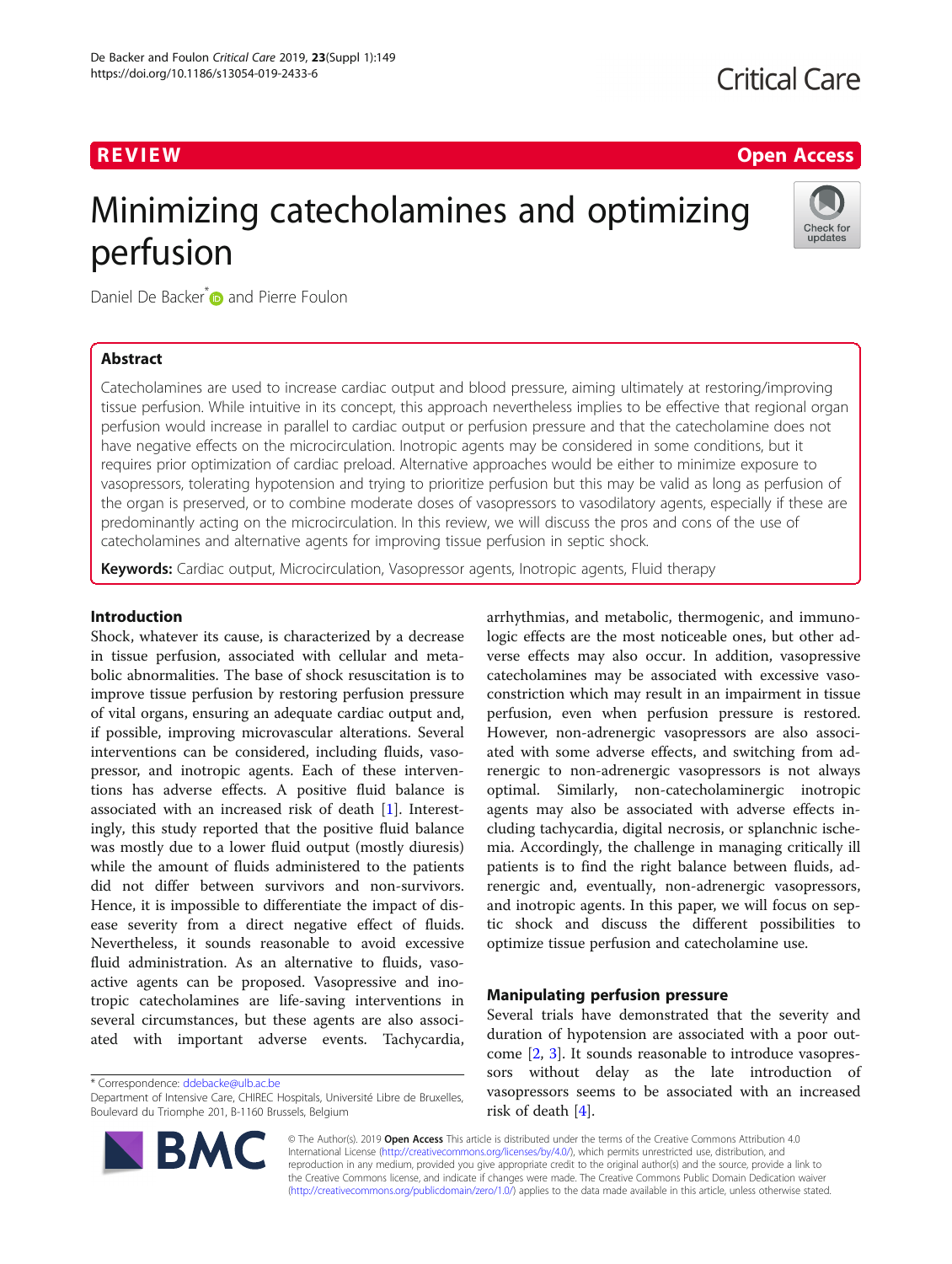REVIEW

Open Access

# Minimizing catecholamines and optimizing perfusion

Daniel De Backer* and Pierre Foulon

## Abstract

Catecholamines are used to increase cardiac output and blood pressure, aiming ultimately at restoring/improving tissue perfusion. While intuitive in its concept, this approach nevertheless implies to be effective that regional organ perfusion would increase in parallel to cardiac output or perfusion pressure and that the catecholamine does not have negative effects on the microcirculation. Inotropic agents may be considered in some conditions, but it requires prior optimization of cardiac preload. Alternative approaches would be either to minimize exposure to vasopressors, tolerating hypotension and trying to prioritize perfusion but this may be valid as long as perfusion of the organ is preserved, or to combine moderate doses of vasopressors to vasodilatory agents, especially if these are predominantly acting on the microcirculation. In this review, we will discuss the pros and cons of the use of catecholamines and alternative agents for improving tissue perfusion in septic shock.

**Keywords:** Cardiac output, Microcirculation, Vasopressor agents, Inotropic agents, Fluid therapy

## Introduction

Shock, whatever its cause, is characterized by a decrease in tissue perfusion, associated with cellular and metabolic abnormalities. The base of shock resuscitation is to improve tissue perfusion by restoring perfusion pressure of vital organs, ensuring an adequate cardiac output and, if possible, improving microvascular alterations. Several interventions can be considered, including fluids, vasopressor, and inotropic agents. Each of these interventions has adverse effects. A positive fluid balance is associated with an increased risk of death [1]. Interestingly, this study reported that the positive fluid balance was mostly due to a lower fluid output (mostly diuresis) while the amount of fluids administered to the patients did not differ between survivors and non-survivors. Hence, it is impossible to differentiate the impact of disease severity from a direct negative effect of fluids. Nevertheless, it sounds reasonable to avoid excessive fluid administration. As an alternative to fluids, vasoactive agents can be proposed. Vasopressive and inotropic catecholamines are life-saving interventions in several circumstances, but these agents are also associated with important adverse events. Tachycardia, arrhythmias, and metabolic, thermogenic, and immunologic effects are the most noticeable ones, but other adverse effects may also occur. In addition, vasopressive catecholamines may be associated with excessive vasoconstriction which may result in an impairment in tissue perfusion, even when perfusion pressure is restored. However, non-adrenergic vasopressors are also associated with some adverse effects, and switching from adrenergic to non-adrenergic vasopressors is not always optimal. Similarly, non-catecholaminergic inotropic agents may also be associated with adverse effects including tachycardia, digital necrosis, or splanchnic ischemia. Accordingly, the challenge in managing critically ill patients is to find the right balance between fluids, adrenergic and, eventually, non-adrenergic vasopressors, and inotropic agents. In this paper, we will focus on septic shock and discuss the different possibilities to optimize tissue perfusion and catecholamine use.

## Manipulating perfusion pressure

Several trials have demonstrated that the severity and duration of hypotension are associated with a poor outcome [2, 3]. It sounds reasonable to introduce vasopressors without delay as the late introduction of vasopressors seems to be associated with an increased risk of death [4].

* Correspondence: ddebacke@ulb.ac.be
Department of Intensive Care, CHIREC Hospitals, Université Libre de Bruxelles, Boulevard du Triomphe 201, B-1160 Brussels, Belgium

© The Author(s). 2019 **Open Access** This article is distributed under the terms of the Creative Commons Attribution 4.0 International License (http://creativecommons.org/licenses/by/4.0/), which permits unrestricted use, distribution, and reproduction in any medium, provided you give appropriate credit to the original author(s) and the source, provide a link to the Creative Commons license, and indicate if changes were made. The Creative Commons Public Domain Dedication waiver (http://creativecommons.org/publicdomain/zero/1.0/) applies to the data made available in this article, unless otherwise stated.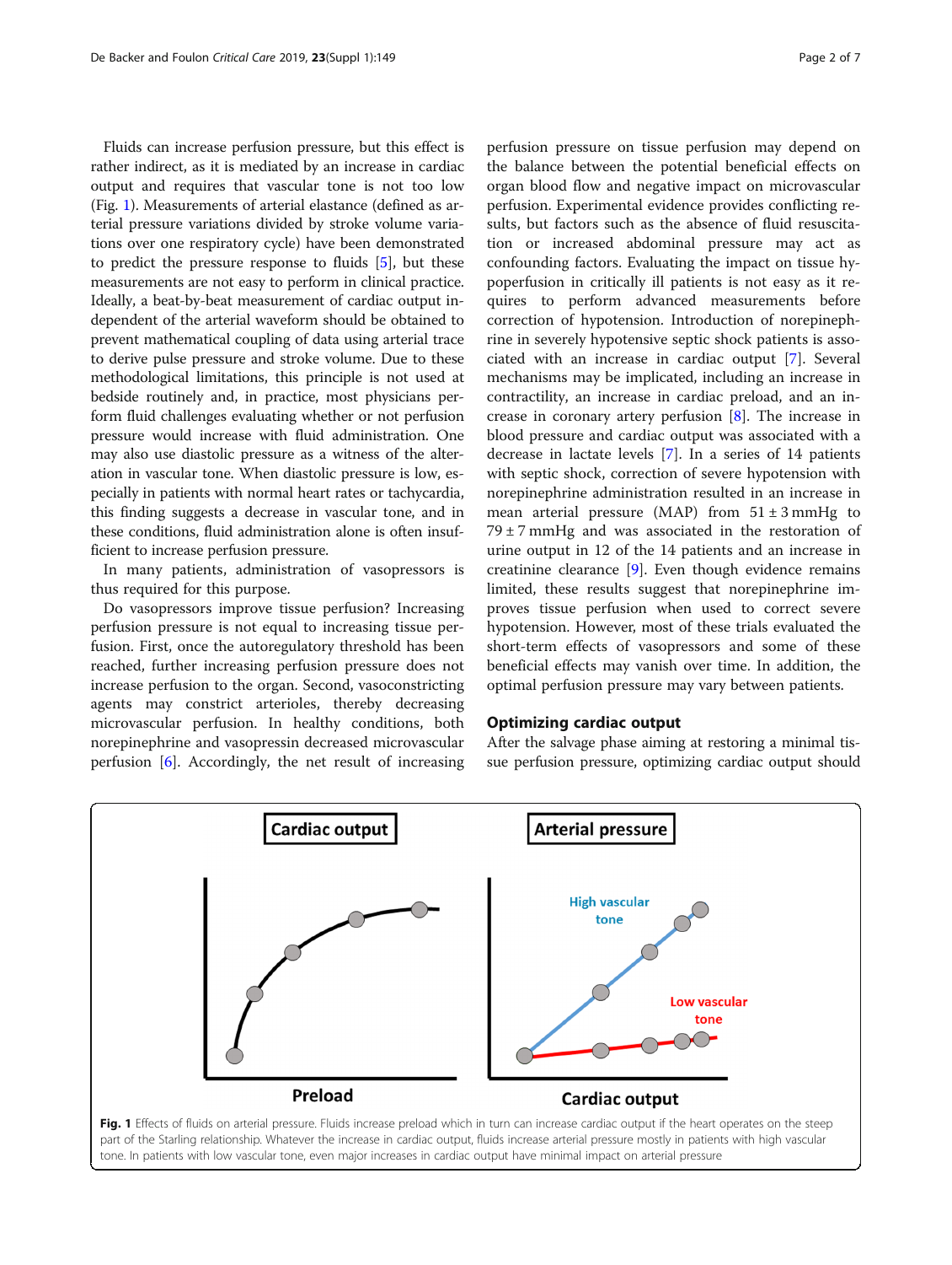Fluids can increase perfusion pressure, but this effect is rather indirect, as it is mediated by an increase in cardiac output and requires that vascular tone is not too low (Fig. 1). Measurements of arterial elastance (defined as arterial pressure variations divided by stroke volume variations over one respiratory cycle) have been demonstrated to predict the pressure response to fluids [5], but these measurements are not easy to perform in clinical practice. Ideally, a beat-by-beat measurement of cardiac output independent of the arterial waveform should be obtained to prevent mathematical coupling of data using arterial trace to derive pulse pressure and stroke volume. Due to these methodological limitations, this principle is not used at bedside routinely and, in practice, most physicians perform fluid challenges evaluating whether or not perfusion pressure would increase with fluid administration. One may also use diastolic pressure as a witness of the alteration in vascular tone. When diastolic pressure is low, especially in patients with normal heart rates or tachycardia, this finding suggests a decrease in vascular tone, and in these conditions, fluid administration alone is often insufficient to increase perfusion pressure.

In many patients, administration of vasopressors is thus required for this purpose.

Do vasopressors improve tissue perfusion? Increasing perfusion pressure is not equal to increasing tissue perfusion. First, once the autoregulatory threshold has been reached, further increasing perfusion pressure does not increase perfusion to the organ. Second, vasoconstricting agents may constrict arterioles, thereby decreasing microvascular perfusion. In healthy conditions, both norepinephrine and vasopressin decreased microvascular perfusion [6]. Accordingly, the net result of increasing perfusion pressure on tissue perfusion may depend on the balance between the potential beneficial effects on organ blood flow and negative impact on microvascular perfusion. Experimental evidence provides conflicting results, but factors such as the absence of fluid resuscitation or increased abdominal pressure may act as confounding factors. Evaluating the impact on tissue hypoperfusion in critically ill patients is not easy as it requires to perform advanced measurements before correction of hypotension. Introduction of norepinephrine in severely hypotensive septic shock patients is associated with an increase in cardiac output [7]. Several mechanisms may be implicated, including an increase in contractility, an increase in cardiac preload, and an increase in coronary artery perfusion [8]. The increase in blood pressure and cardiac output was associated with a decrease in lactate levels [7]. In a series of 14 patients with septic shock, correction of severe hypotension with norepinephrine administration resulted in an increase in mean arterial pressure (MAP) from 51 ± 3 mmHg to 79 ± 7 mmHg and was associated in the restoration of urine output in 12 of the 14 patients and an increase in creatinine clearance [9]. Even though evidence remains limited, these results suggest that norepinephrine improves tissue perfusion when used to correct severe hypotension. However, most of these trials evaluated the short-term effects of vasopressors and some of these beneficial effects may vanish over time. In addition, the optimal perfusion pressure may vary between patients.

## Optimizing cardiac output

After the salvage phase aiming at restoring a minimal tissue perfusion pressure, optimizing cardiac output should

Cardiac output

Preload

Arterial pressure

High vascular tone

Low vascular tone

Cardiac output

**Fig. 1** Effects of fluids on arterial pressure. Fluids increase preload which in turn can increase cardiac output if the heart operates on the steep part of the Starling relationship. Whatever the increase in cardiac output, fluids increase arterial pressure mostly in patients with high vascular tone. In patients with low vascular tone, even major increases in cardiac output have minimal impact on arterial pressure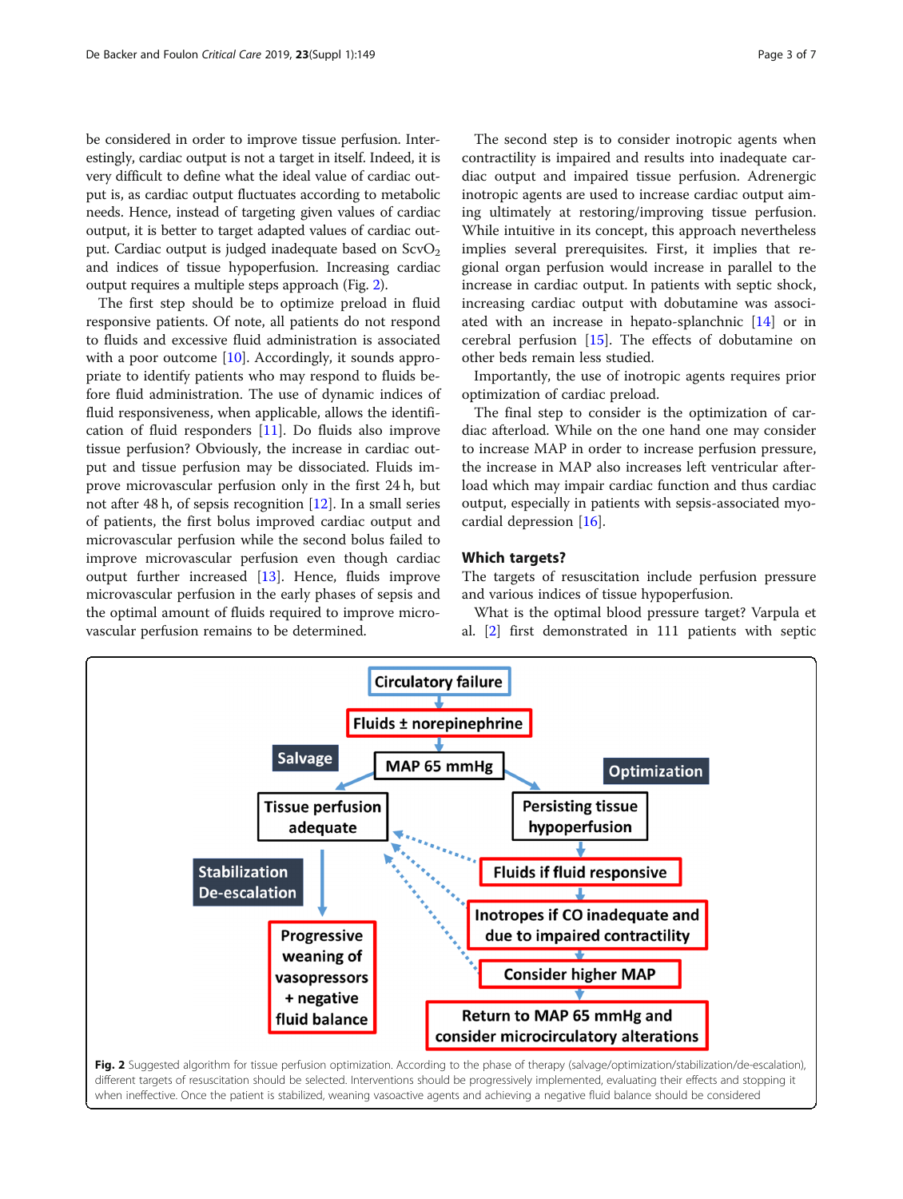be considered in order to improve tissue perfusion. Interestingly, cardiac output is not a target in itself. Indeed, it is very difficult to define what the ideal value of cardiac output is, as cardiac output fluctuates according to metabolic needs. Hence, instead of targeting given values of cardiac output, it is better to target adapted values of cardiac output. Cardiac output is judged inadequate based on $ScvO_2$ and indices of tissue hypoperfusion. Increasing cardiac output requires a multiple steps approach (Fig. 2).

The first step should be to optimize preload in fluid responsive patients. Of note, all patients do not respond to fluids and excessive fluid administration is associated with a poor outcome [10]. Accordingly, it sounds appropriate to identify patients who may respond to fluids before fluid administration. The use of dynamic indices of fluid responsiveness, when applicable, allows the identification of fluid responders [11]. Do fluids also improve tissue perfusion? Obviously, the increase in cardiac output and tissue perfusion may be dissociated. Fluids improve microvascular perfusion only in the first 24 h, but not after 48 h, of sepsis recognition [12]. In a small series of patients, the first bolus improved cardiac output and microvascular perfusion while the second bolus failed to improve microvascular perfusion even though cardiac output further increased [13]. Hence, fluids improve microvascular perfusion in the early phases of sepsis and the optimal amount of fluids required to improve microvascular perfusion remains to be determined.

The second step is to consider inotropic agents when contractility is impaired and results into inadequate cardiac output and impaired tissue perfusion. Adrenergic inotropic agents are used to increase cardiac output aiming ultimately at restoring/improving tissue perfusion. While intuitive in its concept, this approach nevertheless implies several prerequisites. First, it implies that regional organ perfusion would increase in parallel to the increase in cardiac output. In patients with septic shock, increasing cardiac output with dobutamine was associated with an increase in hepato-splanchnic [14] or in cerebral perfusion [15]. The effects of dobutamine on other beds remain less studied.

Importantly, the use of inotropic agents requires prior optimization of cardiac preload.

The final step to consider is the optimization of cardiac afterload. While on the one hand one may consider to increase MAP in order to increase perfusion pressure, the increase in MAP also increases left ventricular afterload which may impair cardiac function and thus cardiac output, especially in patients with sepsis-associated myocardial depression [16].

## Which targets?

The targets of resuscitation include perfusion pressure and various indices of tissue hypoperfusion.

What is the optimal blood pressure target? Varpula et al. [2] first demonstrated in 111 patients with septic

**Fig. 2** Suggested algorithm for tissue perfusion optimization. According to the phase of therapy (salvage/optimization/stabilization/de-escalation), different targets of resuscitation should be selected. Interventions should be progressively implemented, evaluating their effects and stopping it when ineffective. Once the patient is stabilized, weaning vasoactive agents and achieving a negative fluid balance should be considered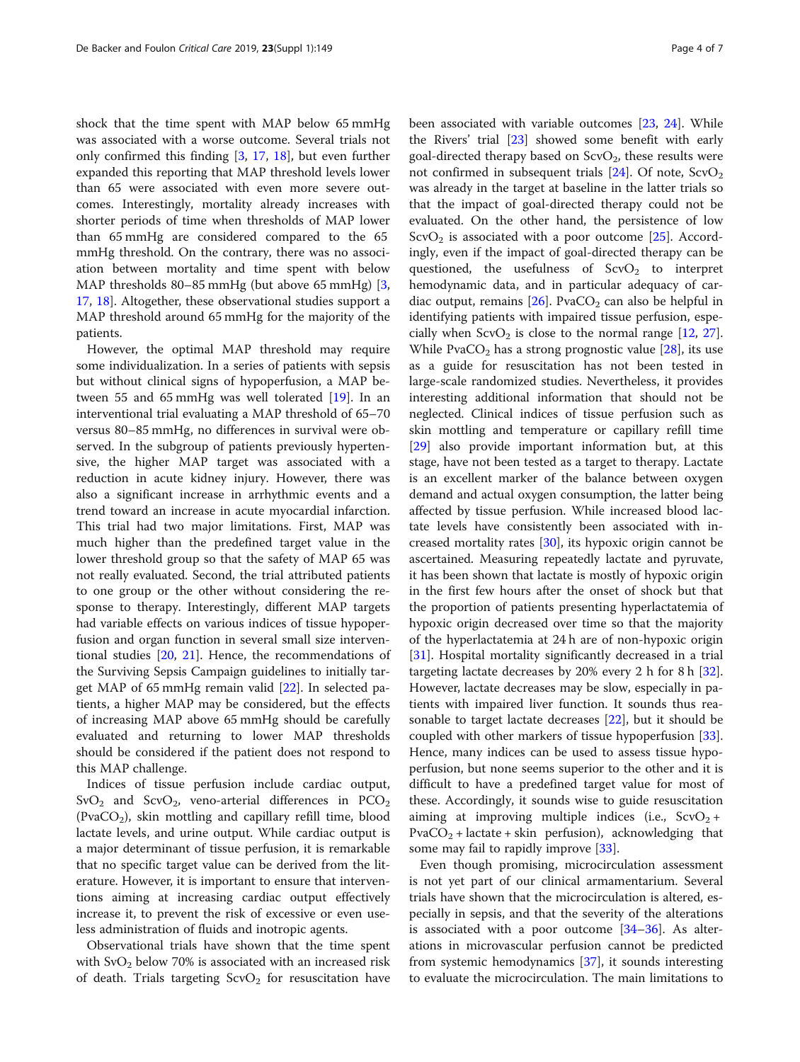shock that the time spent with MAP below 65 mmHg was associated with a worse outcome. Several trials not only confirmed this finding [3, 17, 18], but even further expanded this reporting that MAP threshold levels lower than 65 were associated with even more severe outcomes. Interestingly, mortality already increases with shorter periods of time when thresholds of MAP lower than 65 mmHg are considered compared to the 65 mmHg threshold. On the contrary, there was no association between mortality and time spent with below MAP thresholds 80–85 mmHg (but above 65 mmHg) [3, 17, 18]. Altogether, these observational studies support a MAP threshold around 65 mmHg for the majority of the patients.

However, the optimal MAP threshold may require some individualization. In a series of patients with sepsis but without clinical signs of hypoperfusion, a MAP between 55 and 65 mmHg was well tolerated [19]. In an interventional trial evaluating a MAP threshold of 65–70 versus 80–85 mmHg, no differences in survival were observed. In the subgroup of patients previously hypertensive, the higher MAP target was associated with a reduction in acute kidney injury. However, there was also a significant increase in arrhythmic events and a trend toward an increase in acute myocardial infarction. This trial had two major limitations. First, MAP was much higher than the predefined target value in the lower threshold group so that the safety of MAP 65 was not really evaluated. Second, the trial attributed patients to one group or the other without considering the response to therapy. Interestingly, different MAP targets had variable effects on various indices of tissue hypoperfusion and organ function in several small size interventional studies [20, 21]. Hence, the recommendations of the Surviving Sepsis Campaign guidelines to initially target MAP of 65 mmHg remain valid [22]. In selected patients, a higher MAP may be considered, but the effects of increasing MAP above 65 mmHg should be carefully evaluated and returning to lower MAP thresholds should be considered if the patient does not respond to this MAP challenge.

Indices of tissue perfusion include cardiac output, $SvO_2$ and $ScvO_2$, veno-arterial differences in $PCO_2$ ($PvaCO_2$), skin mottling and capillary refill time, blood lactate levels, and urine output. While cardiac output is a major determinant of tissue perfusion, it is remarkable that no specific target value can be derived from the literature. However, it is important to ensure that interventions aiming at increasing cardiac output effectively increase it, to prevent the risk of excessive or even useless administration of fluids and inotropic agents.

Observational trials have shown that the time spent with $SvO_2$ below 70% is associated with an increased risk of death. Trials targeting $ScvO_2$ for resuscitation have been associated with variable outcomes [23, 24]. While the Rivers' trial [23] showed some benefit with early goal-directed therapy based on $ScvO_2$, these results were not confirmed in subsequent trials [24]. Of note, $ScvO_2$ was already in the target at baseline in the latter trials so that the impact of goal-directed therapy could not be evaluated. On the other hand, the persistence of low $ScvO_2$ is associated with a poor outcome [25]. Accordingly, even if the impact of goal-directed therapy can be questioned, the usefulness of $ScvO_2$ to interpret hemodynamic data, and in particular adequacy of cardiac output, remains [26]. $PvaCO_2$ can also be helpful in identifying patients with impaired tissue perfusion, especially when $ScvO_2$ is close to the normal range [12, 27]. While $PvaCO_2$ has a strong prognostic value [28], its use as a guide for resuscitation has not been tested in large-scale randomized studies. Nevertheless, it provides interesting additional information that should not be neglected. Clinical indices of tissue perfusion such as skin mottling and temperature or capillary refill time [29] also provide important information but, at this stage, have not been tested as a target to therapy. Lactate is an excellent marker of the balance between oxygen demand and actual oxygen consumption, the latter being affected by tissue perfusion. While increased blood lactate levels have consistently been associated with increased mortality rates [30], its hypoxic origin cannot be ascertained. Measuring repeatedly lactate and pyruvate, it has been shown that lactate is mostly of hypoxic origin in the first few hours after the onset of shock but that the proportion of patients presenting hyperlactatemia of hypoxic origin decreased over time so that the majority of the hyperlactatemia at 24 h are of non-hypoxic origin [31]. Hospital mortality significantly decreased in a trial targeting lactate decreases by 20% every 2 h for 8 h [32]. However, lactate decreases may be slow, especially in patients with impaired liver function. It sounds thus reasonable to target lactate decreases [22], but it should be coupled with other markers of tissue hypoperfusion [33]. Hence, many indices can be used to assess tissue hypoperfusion, but none seems superior to the other and it is difficult to have a predefined target value for most of these. Accordingly, it sounds wise to guide resuscitation aiming at improving multiple indices (i.e., $ScvO_2$ + $PvaCO_2$ + lactate + skin perfusion), acknowledging that some may fail to rapidly improve [33].

Even though promising, microcirculation assessment is not yet part of our clinical armamentarium. Several trials have shown that the microcirculation is altered, especially in sepsis, and that the severity of the alterations is associated with a poor outcome [34–36]. As alterations in microvascular perfusion cannot be predicted from systemic hemodynamics [37], it sounds interesting to evaluate the microcirculation. The main limitations to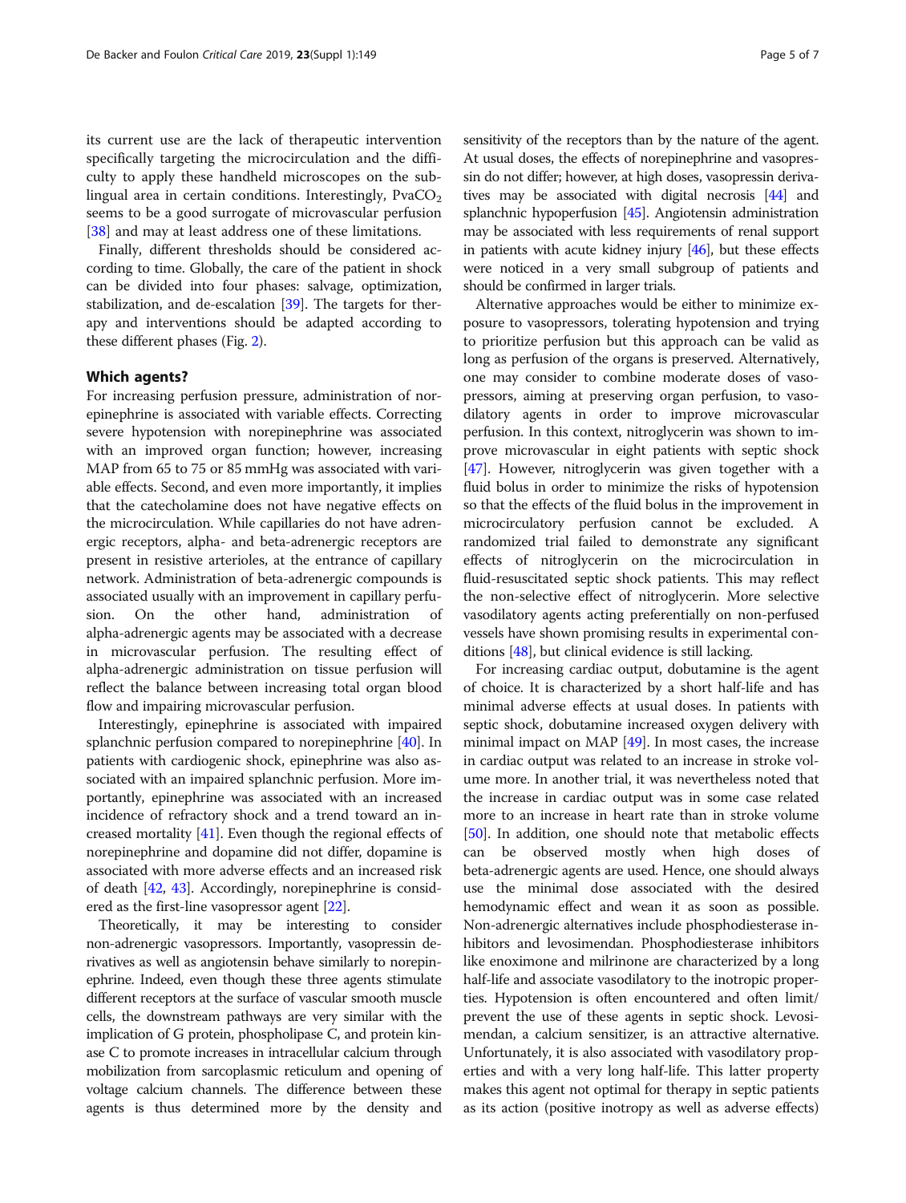its current use are the lack of therapeutic intervention specifically targeting the microcirculation and the difficulty to apply these handheld microscopes on the sublingual area in certain conditions. Interestingly, $PvaCO_2$ seems to be a good surrogate of microvascular perfusion [38] and may at least address one of these limitations.

Finally, different thresholds should be considered according to time. Globally, the care of the patient in shock can be divided into four phases: salvage, optimization, stabilization, and de-escalation [39]. The targets for therapy and interventions should be adapted according to these different phases (Fig. 2).

## Which agents?

For increasing perfusion pressure, administration of norepinephrine is associated with variable effects. Correcting severe hypotension with norepinephrine was associated with an improved organ function; however, increasing MAP from 65 to 75 or 85 mmHg was associated with variable effects. Second, and even more importantly, it implies that the catecholamine does not have negative effects on the microcirculation. While capillaries do not have adrenergic receptors, alpha- and beta-adrenergic receptors are present in resistive arterioles, at the entrance of capillary network. Administration of beta-adrenergic compounds is associated usually with an improvement in capillary perfusion. On the other hand, administration of alpha-adrenergic agents may be associated with a decrease in microvascular perfusion. The resulting effect of alpha-adrenergic administration on tissue perfusion will reflect the balance between increasing total organ blood flow and impairing microvascular perfusion.

Interestingly, epinephrine is associated with impaired splanchnic perfusion compared to norepinephrine [40]. In patients with cardiogenic shock, epinephrine was also associated with an impaired splanchnic perfusion. More importantly, epinephrine was associated with an increased incidence of refractory shock and a trend toward an increased mortality [41]. Even though the regional effects of norepinephrine and dopamine did not differ, dopamine is associated with more adverse effects and an increased risk of death [42, 43]. Accordingly, norepinephrine is considered as the first-line vasopressor agent [22].

Theoretically, it may be interesting to consider non-adrenergic vasopressors. Importantly, vasopressin derivatives as well as angiotensin behave similarly to norepinephrine. Indeed, even though these three agents stimulate different receptors at the surface of vascular smooth muscle cells, the downstream pathways are very similar with the implication of G protein, phospholipase C, and protein kinase C to promote increases in intracellular calcium through mobilization from sarcoplasmic reticulum and opening of voltage calcium channels. The difference between these agents is thus determined more by the density and sensitivity of the receptors than by the nature of the agent. At usual doses, the effects of norepinephrine and vasopressin do not differ; however, at high doses, vasopressin derivatives may be associated with digital necrosis [44] and splanchnic hypoperfusion [45]. Angiotensin administration may be associated with less requirements of renal support in patients with acute kidney injury [46], but these effects were noticed in a very small subgroup of patients and should be confirmed in larger trials.

Alternative approaches would be either to minimize exposure to vasopressors, tolerating hypotension and trying to prioritize perfusion but this approach can be valid as long as perfusion of the organs is preserved. Alternatively, one may consider to combine moderate doses of vasopressors, aiming at preserving organ perfusion, to vasodilatory agents in order to improve microvascular perfusion. In this context, nitroglycerin was shown to improve microvascular in eight patients with septic shock [47]. However, nitroglycerin was given together with a fluid bolus in order to minimize the risks of hypotension so that the effects of the fluid bolus in the improvement in microcirculatory perfusion cannot be excluded. A randomized trial failed to demonstrate any significant effects of nitroglycerin on the microcirculation in fluid-resuscitated septic shock patients. This may reflect the non-selective effect of nitroglycerin. More selective vasodilatory agents acting preferentially on non-perfused vessels have shown promising results in experimental conditions [48], but clinical evidence is still lacking.

For increasing cardiac output, dobutamine is the agent of choice. It is characterized by a short half-life and has minimal adverse effects at usual doses. In patients with septic shock, dobutamine increased oxygen delivery with minimal impact on MAP [49]. In most cases, the increase in cardiac output was related to an increase in stroke volume more. In another trial, it was nevertheless noted that the increase in cardiac output was in some case related more to an increase in heart rate than in stroke volume [50]. In addition, one should note that metabolic effects can be observed mostly when high doses of beta-adrenergic agents are used. Hence, one should always use the minimal dose associated with the desired hemodynamic effect and wean it as soon as possible. Non-adrenergic alternatives include phosphodiesterase inhibitors and levosimendan. Phosphodiesterase inhibitors like enoximone and milrinone are characterized by a long half-life and associate vasodilatory to the inotropic properties. Hypotension is often encountered and often limit/prevent the use of these agents in septic shock. Levosimendan, a calcium sensitizer, is an attractive alternative. Unfortunately, it is also associated with vasodilatory properties and with a very long half-life. This latter property makes this agent not optimal for therapy in septic patients as its action (positive inotropy as well as adverse effects)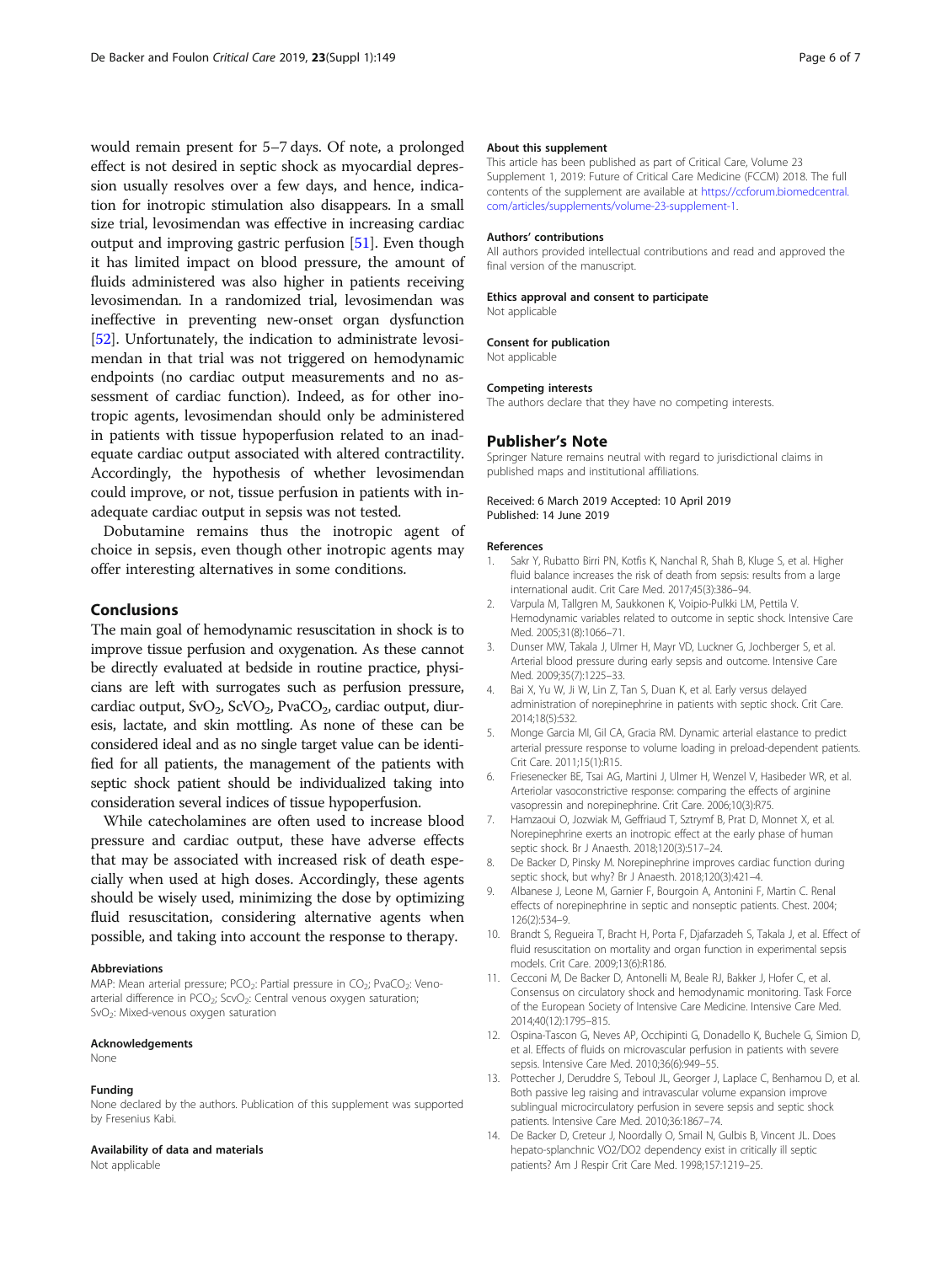would remain present for 5–7 days. Of note, a prolonged effect is not desired in septic shock as myocardial depression usually resolves over a few days, and hence, indication for inotropic stimulation also disappears. In a small size trial, levosimendan was effective in increasing cardiac output and improving gastric perfusion [51]. Even though it has limited impact on blood pressure, the amount of fluids administered was also higher in patients receiving levosimendan. In a randomized trial, levosimendan was ineffective in preventing new-onset organ dysfunction [52]. Unfortunately, the indication to administrate levosimendan in that trial was not triggered on hemodynamic endpoints (no cardiac output measurements and no assessment of cardiac function). Indeed, as for other inotropic agents, levosimendan should only be administered in patients with tissue hypoperfusion related to an inadequate cardiac output associated with altered contractility. Accordingly, the hypothesis of whether levosimendan could improve, or not, tissue perfusion in patients with inadequate cardiac output in sepsis was not tested.

Dobutamine remains thus the inotropic agent of choice in sepsis, even though other inotropic agents may offer interesting alternatives in some conditions.

## Conclusions

The main goal of hemodynamic resuscitation in shock is to improve tissue perfusion and oxygenation. As these cannot be directly evaluated at bedside in routine practice, physicians are left with surrogates such as perfusion pressure, cardiac output, $SvO_2$, $ScVO_2$, $PvaCO_2$, cardiac output, diuresis, lactate, and skin mottling. As none of these can be considered ideal and as no single target value can be identified for all patients, the management of the patients with septic shock patient should be individualized taking into consideration several indices of tissue hypoperfusion.

While catecholamines are often used to increase blood pressure and cardiac output, these have adverse effects that may be associated with increased risk of death especially when used at high doses. Accordingly, these agents should be wisely used, minimizing the dose by optimizing fluid resuscitation, considering alternative agents when possible, and taking into account the response to therapy.

#### Abbreviations

MAP: Mean arterial pressure; $PCO_2$: Partial pressure in $CO_2$; $PvaCO_2$: Veno-arterial difference in $PCO_2$; $ScvO_2$: Central venous oxygen saturation; $SvO_2$: Mixed-venous oxygen saturation

#### Acknowledgements

None

#### Funding

None declared by the authors. Publication of this supplement was supported by Fresenius Kabi.

#### Availability of data and materials

Not applicable

#### About this supplement

This article has been published as part of Critical Care, Volume 23 Supplement 1, 2019: Future of Critical Care Medicine (FCCM) 2018. The full contents of the supplement are available at https://ccforum.biomedcentral.com/articles/supplements/volume-23-supplement-1.

#### Authors' contributions

All authors provided intellectual contributions and read and approved the final version of the manuscript.

#### Ethics approval and consent to participate

Not applicable

#### Consent for publication

Not applicable

#### Competing interests

The authors declare that they have no competing interests.

## Publisher's Note

Springer Nature remains neutral with regard to jurisdictional claims in published maps and institutional affiliations.

Received: 6 March 2019 Accepted: 10 April 2019
Published: 14 June 2019

#### References

1. Sakr Y, Rubatto Birri PN, Kotfis K, Nanchal R, Shah B, Kluge S, et al. Higher fluid balance increases the risk of death from sepsis: results from a large international audit. Crit Care Med. 2017;45(3):386–94.
2. Varpula M, Tallgren M, Saukkonen K, Voipio-Pulkki LM, Pettila V. Hemodynamic variables related to outcome in septic shock. Intensive Care Med. 2005;31(8):1066–71.
3. Dunser MW, Takala J, Ulmer H, Mayr VD, Luckner G, Jochberger S, et al. Arterial blood pressure during early sepsis and outcome. Intensive Care Med. 2009;35(7):1225–33.
4. Bai X, Yu W, Ji W, Lin Z, Tan S, Duan K, et al. Early versus delayed administration of norepinephrine in patients with septic shock. Crit Care. 2014;18(5):532.
5. Monge Garcia MI, Gil CA, Gracia RM. Dynamic arterial elastance to predict arterial pressure response to volume loading in preload-dependent patients. Crit Care. 2011;15(1):R15.
6. Friesenecker BE, Tsai AG, Martini J, Ulmer H, Wenzel V, Hasibeder WR, et al. Arteriolar vasoconstrictive response: comparing the effects of arginine vasopressin and norepinephrine. Crit Care. 2006;10(3):R75.
7. Hamzaoui O, Jozwiak M, Geffriaud T, Sztrymf B, Prat D, Monnet X, et al. Norepinephrine exerts an inotropic effect at the early phase of human septic shock. Br J Anaesth. 2018;120(3):517–24.
8. De Backer D, Pinsky M. Norepinephrine improves cardiac function during septic shock, but why? Br J Anaesth. 2018;120(3):421–4.
9. Albanese J, Leone M, Garnier F, Bourgoin A, Antonini F, Martin C. Renal effects of norepinephrine in septic and nonseptic patients. Chest. 2004; 126(2):534–9.
10. Brandt S, Regueira T, Bracht H, Porta F, Djafarzadeh S, Takala J, et al. Effect of fluid resuscitation on mortality and organ function in experimental sepsis models. Crit Care. 2009;13(6):R186.
11. Cecconi M, De Backer D, Antonelli M, Beale RJ, Bakker J, Hofer C, et al. Consensus on circulatory shock and hemodynamic monitoring. Task Force of the European Society of Intensive Care Medicine. Intensive Care Med. 2014;40(12):1795–815.
12. Ospina-Tascon G, Neves AP, Occhipinti G, Donadello K, Buchele G, Simion D, et al. Effects of fluids on microvascular perfusion in patients with severe sepsis. Intensive Care Med. 2010;36(6):949–55.
13. Pottecher J, Deruddre S, Teboul JL, Georger J, Laplace C, Benhamou D, et al. Both passive leg raising and intravascular volume expansion improve sublingual microcirculatory perfusion in severe sepsis and septic shock patients. Intensive Care Med. 2010;36:1867–74.
14. De Backer D, Creteur J, Noordally O, Smail N, Gulbis B, Vincent JL. Does hepato-splanchnic VO2/DO2 dependency exist in critically ill septic patients? Am J Respir Crit Care Med. 1998;157:1219–25.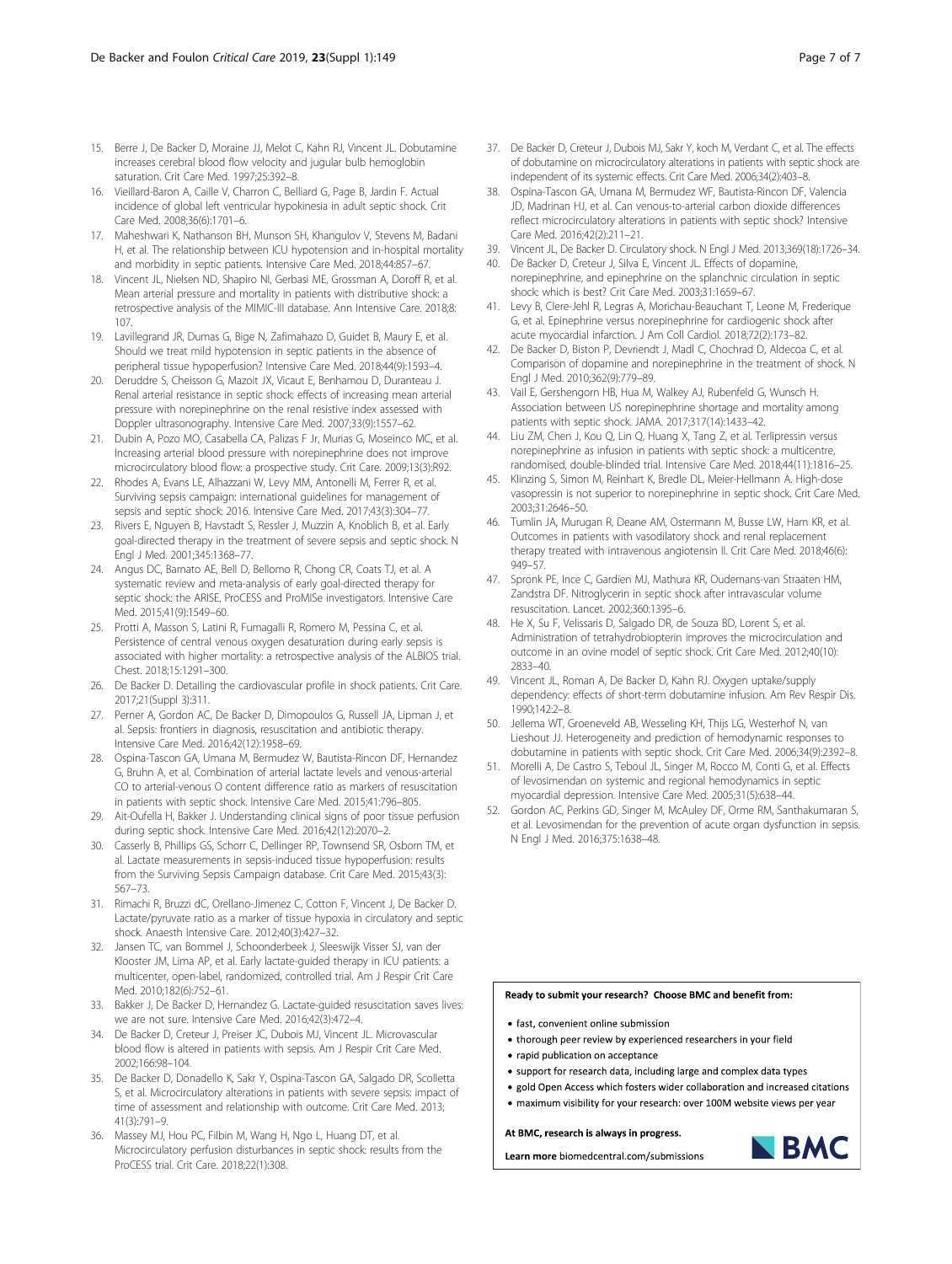15. Berre J, De Backer D, Moraine JJ, Melot C, Kahn RJ, Vincent JL. Dobutamine increases cerebral blood flow velocity and jugular bulb hemoglobin saturation. Crit Care Med. 1997;25:392–8.
16. Vieillard-Baron A, Caille V, Charron C, Belliard G, Page B, Jardin F. Actual incidence of global left ventricular hypokinesia in adult septic shock. Crit Care Med. 2008;36(6):1701–6.
17. Maheshwari K, Nathanson BH, Munson SH, Khangulov V, Stevens M, Badani H, et al. The relationship between ICU hypotension and in-hospital mortality and morbidity in septic patients. Intensive Care Med. 2018;44:857–67.
18. Vincent JL, Nielsen ND, Shapiro NI, Gerbasi ME, Grossman A, Doroff R, et al. Mean arterial pressure and mortality in patients with distributive shock: a retrospective analysis of the MIMIC-III database. Ann Intensive Care. 2018;8:107.
19. Lavillegrand JR, Dumas G, Bige N, Zafimahazo D, Guidet B, Maury E, et al. Should we treat mild hypotension in septic patients in the absence of peripheral tissue hypoperfusion? Intensive Care Med. 2018;44(9):1593–4.
20. Deruddre S, Cheisson G, Mazoit JX, Vicaut E, Benhamou D, Duranteau J. Renal arterial resistance in septic shock: effects of increasing mean arterial pressure with norepinephrine on the renal resistive index assessed with Doppler ultrasonography. Intensive Care Med. 2007;33(9):1557–62.
21. Dubin A, Pozo MO, Casabella CA, Palizas F Jr, Murias G, Moseinco MC, et al. Increasing arterial blood pressure with norepinephrine does not improve microcirculatory blood flow: a prospective study. Crit Care. 2009;13(3):R92.
22. Rhodes A, Evans LE, Alhazzani W, Levy MM, Antonelli M, Ferrer R, et al. Surviving sepsis campaign: international guidelines for management of sepsis and septic shock: 2016. Intensive Care Med. 2017;43(3):304–77.
23. Rivers E, Nguyen B, Havstadt S, Ressler J, Muzzin A, Knoblich B, et al. Early goal-directed therapy in the treatment of severe sepsis and septic shock. N Engl J Med. 2001;345:1368–77.
24. Angus DC, Barnato AE, Bell D, Bellomo R, Chong CR, Coats TJ, et al. A systematic review and meta-analysis of early goal-directed therapy for septic shock: the ARISE, ProCESS and ProMISe investigators. Intensive Care Med. 2015;41(9):1549–60.
25. Protti A, Masson S, Latini R, Fumagalli R, Romero M, Pessina C, et al. Persistence of central venous oxygen desaturation during early sepsis is associated with higher mortality: a retrospective analysis of the ALBIOS trial. Chest. 2018;15:1291–300.
26. De Backer D. Detailing the cardiovascular profile in shock patients. Crit Care. 2017;21(Suppl 3):311.
27. Perner A, Gordon AC, De Backer D, Dimopoulos G, Russell JA, Lipman J, et al. Sepsis: frontiers in diagnosis, resuscitation and antibiotic therapy. Intensive Care Med. 2016;42(12):1958–69.
28. Ospina-Tascon GA, Umana M, Bermudez W, Bautista-Rincon DF, Hernandez G, Bruhn A, et al. Combination of arterial lactate levels and venous-arterial CO to arterial-venous O content difference ratio as markers of resuscitation in patients with septic shock. Intensive Care Med. 2015;41:796–805.
29. Ait-Oufella H, Bakker J. Understanding clinical signs of poor tissue perfusion during septic shock. Intensive Care Med. 2016;42(12):2070–2.
30. Casserly B, Phillips GS, Schorr C, Dellinger RP, Townsend SR, Osborn TM, et al. Lactate measurements in sepsis-induced tissue hypoperfusion: results from the Surviving Sepsis Campaign database. Crit Care Med. 2015;43(3):567–73.
31. Rimachi R, Bruzzi dC, Orellano-Jimenez C, Cotton F, Vincent J, De Backer D. Lactate/pyruvate ratio as a marker of tissue hypoxia in circulatory and septic shock. Anaesth Intensive Care. 2012;40(3):427–32.
32. Jansen TC, van Bommel J, Schoonderbeek J, Sleeswijk Visser SJ, van der Klooster JM, Lima AP, et al. Early lactate-guided therapy in ICU patients: a multicenter, open-label, randomized, controlled trial. Am J Respir Crit Care Med. 2010;182(6):752–61.
33. Bakker J, De Backer D, Hernandez G. Lactate-guided resuscitation saves lives: we are not sure. Intensive Care Med. 2016;42(3):472–4.
34. De Backer D, Creteur J, Preiser JC, Dubois MJ, Vincent JL. Microvascular blood flow is altered in patients with sepsis. Am J Respir Crit Care Med. 2002;166:98–104.
35. De Backer D, Donadello K, Sakr Y, Ospina-Tascon GA, Salgado DR, Scolletta S, et al. Microcirculatory alterations in patients with severe sepsis: impact of time of assessment and relationship with outcome. Crit Care Med. 2013;41(3):791–9.
36. Massey MJ, Hou PC, Filbin M, Wang H, Ngo L, Huang DT, et al. Microcirculatory perfusion disturbances in septic shock: results from the ProCESS trial. Crit Care. 2018;22(1):308.
37. De Backer D, Creteur J, Dubois MJ, Sakr Y, koch M, Verdant C, et al. The effects of dobutamine on microcirculatory alterations in patients with septic shock are independent of its systemic effects. Crit Care Med. 2006;34(2):403–8.
38. Ospina-Tascon GA, Umana M, Bermudez WF, Bautista-Rincon DF, Valencia JD, Madrinan HJ, et al. Can venous-to-arterial carbon dioxide differences reflect microcirculatory alterations in patients with septic shock? Intensive Care Med. 2016;42(2):211–21.
39. Vincent JL, De Backer D. Circulatory shock. N Engl J Med. 2013;369(18):1726–34.
40. De Backer D, Creteur J, Silva E, Vincent JL. Effects of dopamine, norepinephrine, and epinephrine on the splanchnic circulation in septic shock: which is best? Crit Care Med. 2003;31:1659–67.
41. Levy B, Clere-Jehl R, Legras A, Morichau-Beauchant T, Leone M, Frederique G, et al. Epinephrine versus norepinephrine for cardiogenic shock after acute myocardial infarction. J Am Coll Cardiol. 2018;72(2):173–82.
42. De Backer D, Biston P, Devriendt J, Madl C, Chochrad D, Aldecoa C, et al. Comparison of dopamine and norepinephrine in the treatment of shock. N Engl J Med. 2010;362(9):779–89.
43. Vail E, Gershengorn HB, Hua M, Walkey AJ, Rubenfeld G, Wunsch H. Association between US norepinephrine shortage and mortality among patients with septic shock. JAMA. 2017;317(14):1433–42.
44. Liu ZM, Chen J, Kou Q, Lin Q, Huang X, Tang Z, et al. Terlipressin versus norepinephrine as infusion in patients with septic shock: a multicentre, randomised, double-blinded trial. Intensive Care Med. 2018;44(11):1816–25.
45. Klinzing S, Simon M, Reinhart K, Bredle DL, Meier-Hellmann A. High-dose vasopressin is not superior to norepinephrine in septic shock. Crit Care Med. 2003;31:2646–50.
46. Tumlin JA, Murugan R, Deane AM, Ostermann M, Busse LW, Ham KR, et al. Outcomes in patients with vasodilatory shock and renal replacement therapy treated with intravenous angiotensin II. Crit Care Med. 2018;46(6):949–57.
47. Spronk PE, Ince C, Gardien MJ, Mathura KR, Oudemans-van Straaten HM, Zandstra DF. Nitroglycerin in septic shock after intravascular volume resuscitation. Lancet. 2002;360:1395–6.
48. He X, Su F, Velissaris D, Salgado DR, de Souza BD, Lorent S, et al. Administration of tetrahydrobiopterin improves the microcirculation and outcome in an ovine model of septic shock. Crit Care Med. 2012;40(10):2833–40.
49. Vincent JL, Roman A, De Backer D, Kahn RJ. Oxygen uptake/supply dependency: effects of short-term dobutamine infusion. Am Rev Respir Dis. 1990;142:2–8.
50. Jellema WT, Groeneveld AB, Wesseling KH, Thijs LG, Westerhof N, van Lieshout JJ. Heterogeneity and prediction of hemodynamic responses to dobutamine in patients with septic shock. Crit Care Med. 2006;34(9):2392–8.
51. Morelli A, De Castro S, Teboul JL, Singer M, Rocco M, Conti G, et al. Effects of levosimendan on systemic and regional hemodynamics in septic myocardial depression. Intensive Care Med. 2005;31(5):638–44.
52. Gordon AC, Perkins GD, Singer M, McAuley DF, Orme RM, Santhakumaran S, et al. Levosimendan for the prevention of acute organ dysfunction in sepsis. N Engl J Med. 2016;375:1638–48.

**Ready to submit your research? Choose BMC and benefit from:**

- fast, convenient online submission
- thorough peer review by experienced researchers in your field
- rapid publication on acceptance
- support for research data, including large and complex data types
- gold Open Access which fosters wider collaboration and increased citations
- maximum visibility for your research: over 100M website views per year

**At BMC, research is always in progress.**

**Learn more** biomedcentral.com/submissions

BMC